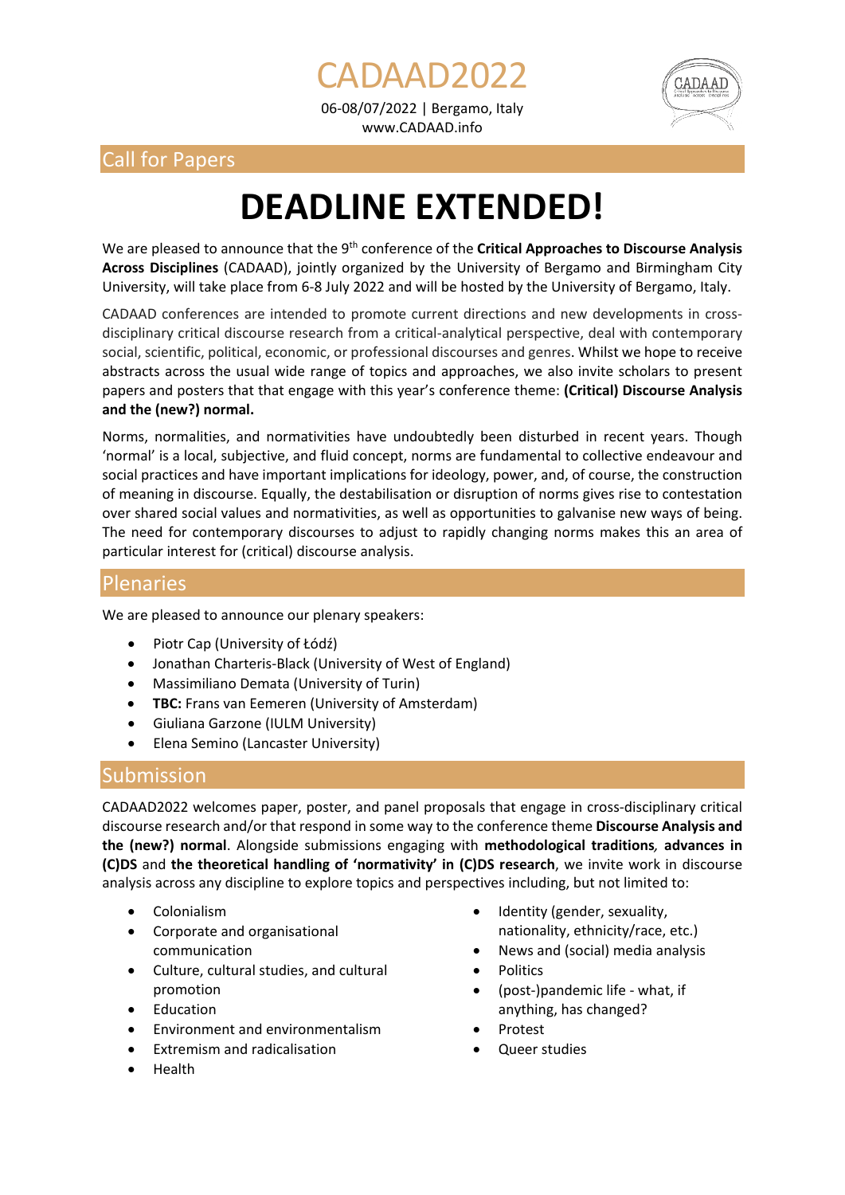# CADAAD2022

06-08/07/2022 | Bergamo, Italy
www.CADAAD.info

## Call for Papers

# DEADLINE EXTENDED!

We are pleased to announce that the 9th conference of the **Critical Approaches to Discourse Analysis Across Disciplines** (CADAAD), jointly organized by the University of Bergamo and Birmingham City University, will take place from 6-8 July 2022 and will be hosted by the University of Bergamo, Italy.

CADAAD conferences are intended to promote current directions and new developments in cross-disciplinary critical discourse research from a critical-analytical perspective, deal with contemporary social, scientific, political, economic, or professional discourses and genres. Whilst we hope to receive abstracts across the usual wide range of topics and approaches, we also invite scholars to present papers and posters that that engage with this year's conference theme: **(Critical) Discourse Analysis and the (new?) normal.**

Norms, normalities, and normativities have undoubtedly been disturbed in recent years. Though 'normal' is a local, subjective, and fluid concept, norms are fundamental to collective endeavour and social practices and have important implications for ideology, power, and, of course, the construction of meaning in discourse. Equally, the destabilisation or disruption of norms gives rise to contestation over shared social values and normativities, as well as opportunities to galvanise new ways of being. The need for contemporary discourses to adjust to rapidly changing norms makes this an area of particular interest for (critical) discourse analysis.

## Plenaries

We are pleased to announce our plenary speakers:

- Piotr Cap (University of Łódź)
- Jonathan Charteris-Black (University of West of England)
- Massimiliano Demata (University of Turin)
- **TBC:** Frans van Eemeren (University of Amsterdam)
- Giuliana Garzone (IULM University)
- Elena Semino (Lancaster University)

## Submission

CADAAD2022 welcomes paper, poster, and panel proposals that engage in cross-disciplinary critical discourse research and/or that respond in some way to the conference theme **Discourse Analysis and the (new?) normal**. Alongside submissions engaging with **methodological traditions***,* **advances in (C)DS** and **the theoretical handling of 'normativity' in (C)DS research**, we invite work in discourse analysis across any discipline to explore topics and perspectives including, but not limited to:

- Colonialism
- Corporate and organisational communication
- Culture, cultural studies, and cultural promotion
- Education
- Environment and environmentalism
- Extremism and radicalisation
- Health
- Identity (gender, sexuality, nationality, ethnicity/race, etc.)
- News and (social) media analysis
- Politics
- (post-)pandemic life - what, if anything, has changed?
- Protest
- Queer studies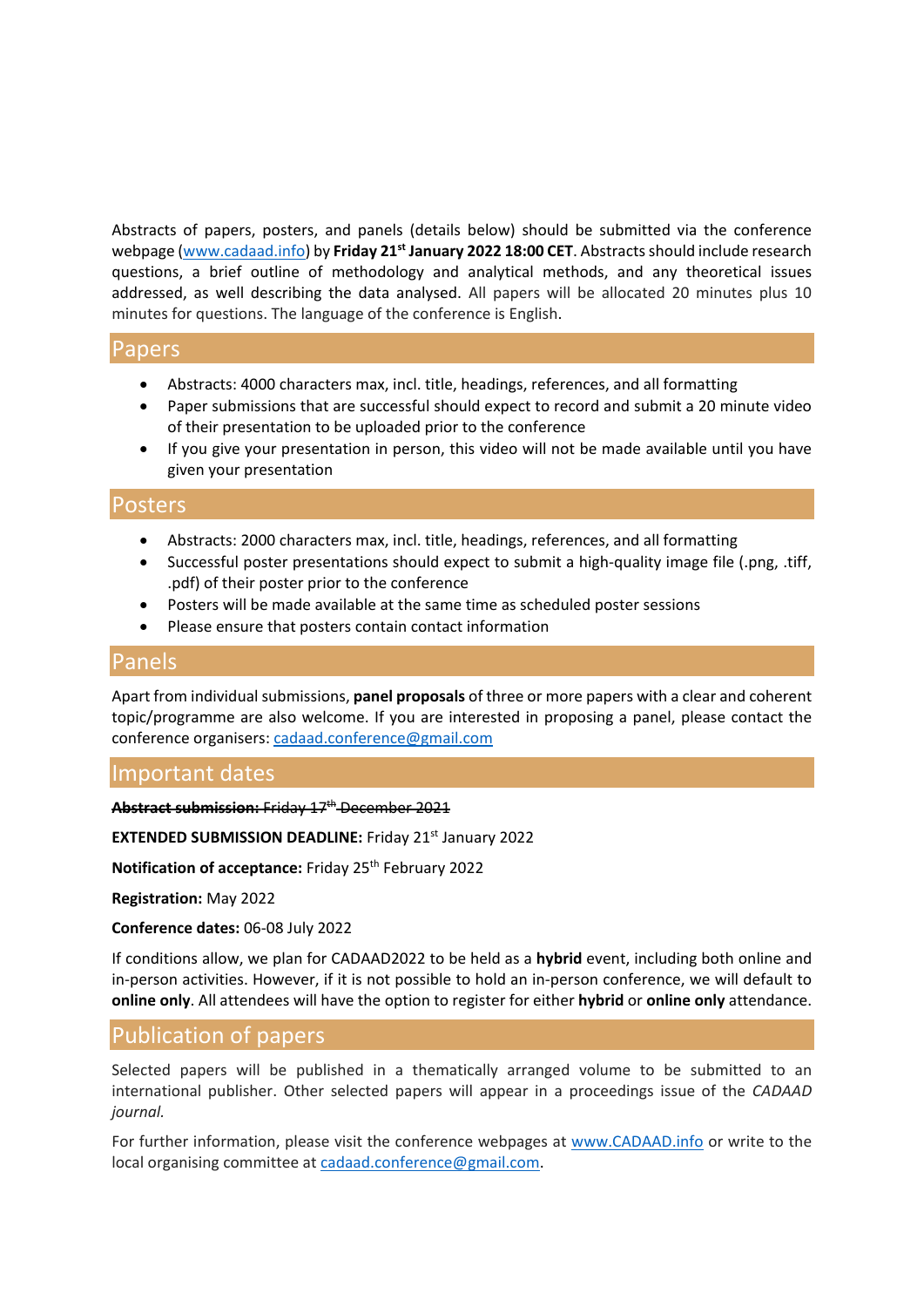Abstracts of papers, posters, and panels (details below) should be submitted via the conference webpage (www.cadaad.info) by **Friday 21st January 2022 18:00 CET**. Abstracts should include research questions, a brief outline of methodology and analytical methods, and any theoretical issues addressed, as well describing the data analysed. All papers will be allocated 20 minutes plus 10 minutes for questions. The language of the conference is English.

## Papers

- Abstracts: 4000 characters max, incl. title, headings, references, and all formatting
- Paper submissions that are successful should expect to record and submit a 20 minute video of their presentation to be uploaded prior to the conference
- If you give your presentation in person, this video will not be made available until you have given your presentation

## Posters

- Abstracts: 2000 characters max, incl. title, headings, references, and all formatting
- Successful poster presentations should expect to submit a high-quality image file (.png, .tiff, .pdf) of their poster prior to the conference
- Posters will be made available at the same time as scheduled poster sessions
- Please ensure that posters contain contact information

## Panels

Apart from individual submissions, **panel proposals** of three or more papers with a clear and coherent topic/programme are also welcome. If you are interested in proposing a panel, please contact the conference organisers: cadaad.conference@gmail.com

## Important dates

~~**Abstract submission:** Friday 17th December 2021~~

**EXTENDED SUBMISSION DEADLINE:** Friday 21st January 2022

**Notification of acceptance:** Friday 25th February 2022

**Registration:** May 2022

**Conference dates:** 06-08 July 2022

If conditions allow, we plan for CADAAD2022 to be held as a **hybrid** event, including both online and in-person activities. However, if it is not possible to hold an in-person conference, we will default to **online only**. All attendees will have the option to register for either **hybrid** or **online only** attendance.

## Publication of papers

Selected papers will be published in a thematically arranged volume to be submitted to an international publisher. Other selected papers will appear in a proceedings issue of the *CADAAD journal.*

For further information, please visit the conference webpages at www.CADAAD.info or write to the local organising committee at cadaad.conference@gmail.com.